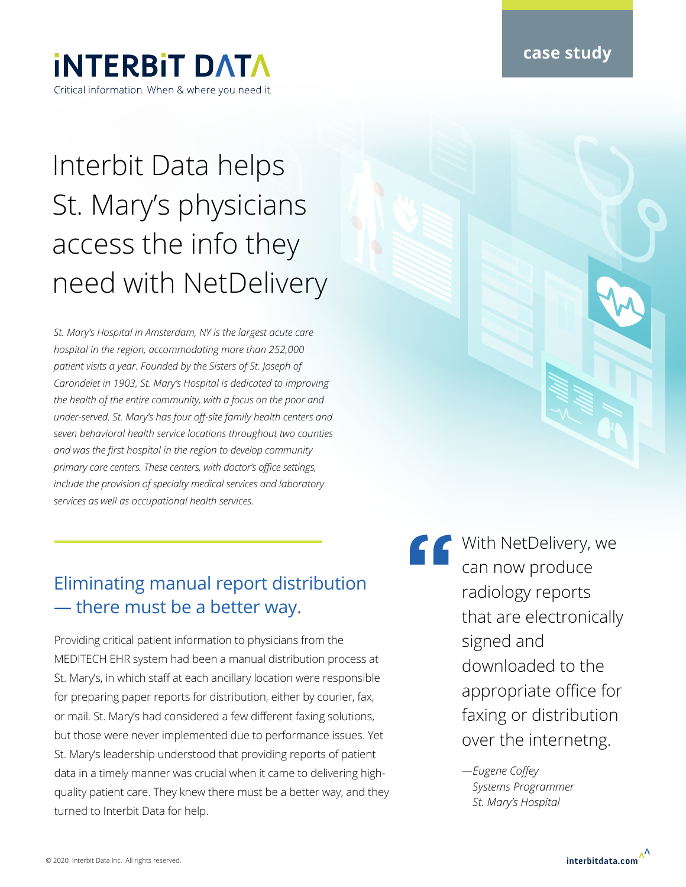case study

**iNTERBiT DATA**

Critical information. When & where you need it.

# Interbit Data helps St. Mary's physicians access the info they need with NetDelivery

*St. Mary's Hospital in Amsterdam, NY is the largest acute care hospital in the region, accommodating more than 252,000 patient visits a year. Founded by the Sisters of St. Joseph of Carondelet in 1903, St. Mary's Hospital is dedicated to improving the health of the entire community, with a focus on the poor and under-served. St. Mary's has four off-site family health centers and seven behavioral health service locations throughout two counties and was the first hospital in the region to develop community primary care centers. These centers, with doctor's office settings, include the provision of specialty medical services and laboratory services as well as occupational health services.*

## Eliminating manual report distribution — there must be a better way.

Providing critical patient information to physicians from the MEDITECH EHR system had been a manual distribution process at St. Mary's, in which staff at each ancillary location were responsible for preparing paper reports for distribution, either by courier, fax, or mail. St. Mary's had considered a few different faxing solutions, but those were never implemented due to performance issues. Yet St. Mary's leadership understood that providing reports of patient data in a timely manner was crucial when it came to delivering high-quality patient care. They knew there must be a better way, and they turned to Interbit Data for help.

> "With NetDelivery, we can now produce radiology reports that are electronically signed and downloaded to the appropriate office for faxing or distribution over the internetng.
>
> *—Eugene Coffey*
> *Systems Programmer*
> *St. Mary's Hospital*

© 2020 Interbit Data Inc. All rights reserved.

interbitdata.com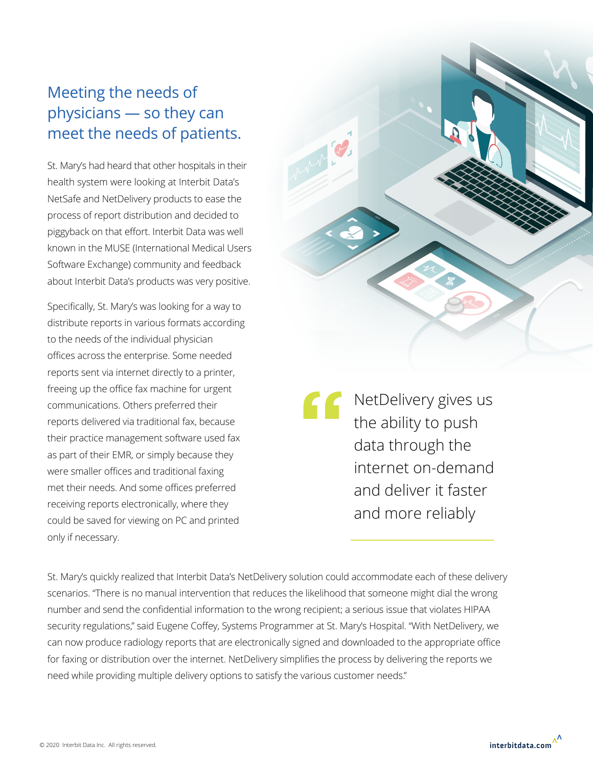## Meeting the needs of physicians — so they can meet the needs of patients.

St. Mary's had heard that other hospitals in their health system were looking at Interbit Data's NetSafe and NetDelivery products to ease the process of report distribution and decided to piggyback on that effort. Interbit Data was well known in the MUSE (International Medical Users Software Exchange) community and feedback about Interbit Data's products was very positive.

Specifically, St. Mary's was looking for a way to distribute reports in various formats according to the needs of the individual physician offices across the enterprise. Some needed reports sent via internet directly to a printer, freeing up the office fax machine for urgent communications. Others preferred their reports delivered via traditional fax, because their practice management software used fax as part of their EMR, or simply because they were smaller offices and traditional faxing met their needs. And some offices preferred receiving reports electronically, where they could be saved for viewing on PC and printed only if necessary.

> "NetDelivery gives us the ability to push data through the internet on-demand and deliver it faster and more reliably

St. Mary's quickly realized that Interbit Data's NetDelivery solution could accommodate each of these delivery scenarios. "There is no manual intervention that reduces the likelihood that someone might dial the wrong number and send the confidential information to the wrong recipient; a serious issue that violates HIPAA security regulations," said Eugene Coffey, Systems Programmer at St. Mary's Hospital. "With NetDelivery, we can now produce radiology reports that are electronically signed and downloaded to the appropriate office for faxing or distribution over the internet. NetDelivery simplifies the process by delivering the reports we need while providing multiple delivery options to satisfy the various customer needs."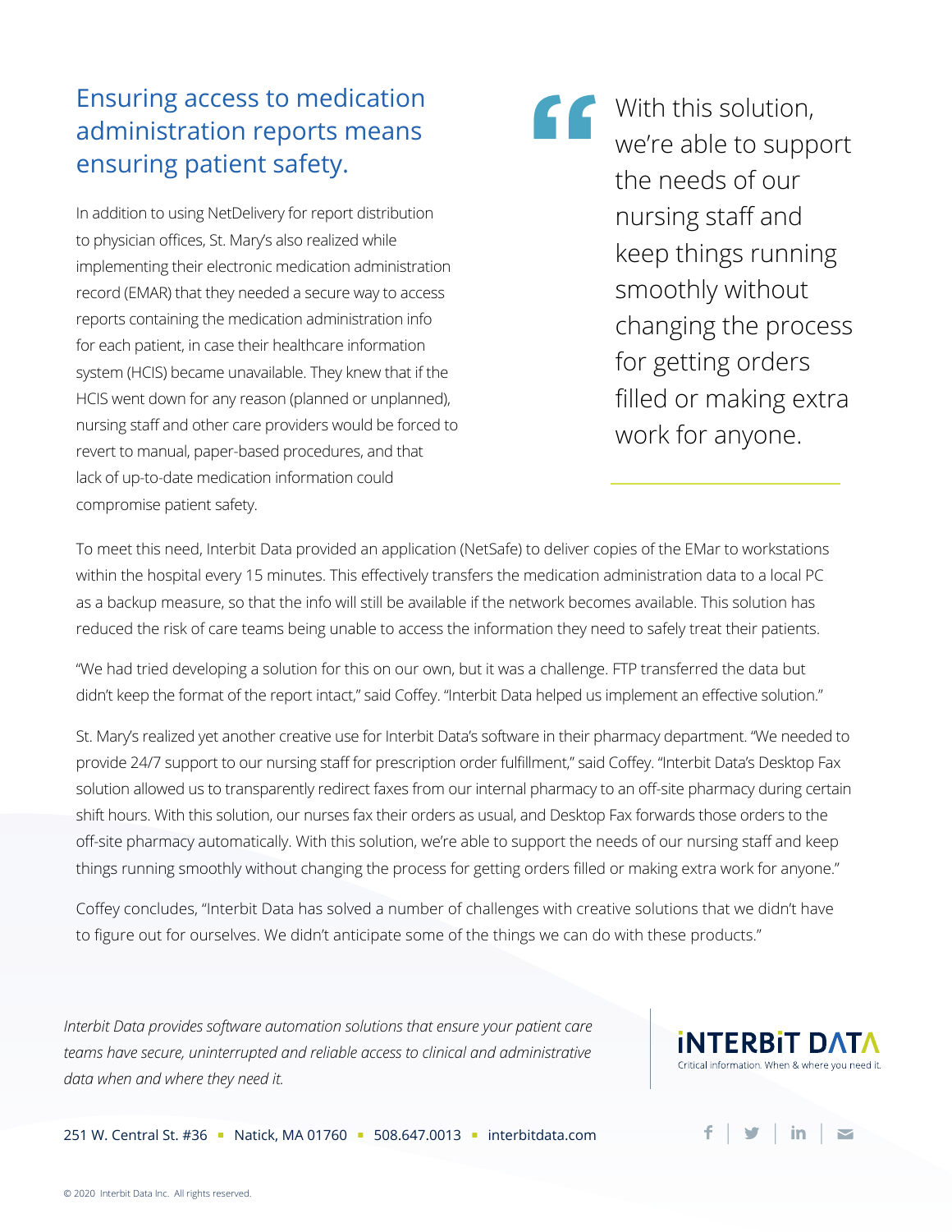## Ensuring access to medication administration reports means ensuring patient safety.

In addition to using NetDelivery for report distribution to physician offices, St. Mary's also realized while implementing their electronic medication administration record (EMAR) that they needed a secure way to access reports containing the medication administration info for each patient, in case their healthcare information system (HCIS) became unavailable. They knew that if the HCIS went down for any reason (planned or unplanned), nursing staff and other care providers would be forced to revert to manual, paper-based procedures, and that lack of up-to-date medication information could compromise patient safety.

> "With this solution, we're able to support the needs of our nursing staff and keep things running smoothly without changing the process for getting orders filled or making extra work for anyone.

To meet this need, Interbit Data provided an application (NetSafe) to deliver copies of the EMar to workstations within the hospital every 15 minutes. This effectively transfers the medication administration data to a local PC as a backup measure, so that the info will still be available if the network becomes available. This solution has reduced the risk of care teams being unable to access the information they need to safely treat their patients.

"We had tried developing a solution for this on our own, but it was a challenge. FTP transferred the data but didn't keep the format of the report intact," said Coffey. "Interbit Data helped us implement an effective solution."

St. Mary's realized yet another creative use for Interbit Data's software in their pharmacy department. "We needed to provide 24/7 support to our nursing staff for prescription order fulfillment," said Coffey. "Interbit Data's Desktop Fax solution allowed us to transparently redirect faxes from our internal pharmacy to an off-site pharmacy during certain shift hours. With this solution, our nurses fax their orders as usual, and Desktop Fax forwards those orders to the off-site pharmacy automatically. With this solution, we're able to support the needs of our nursing staff and keep things running smoothly without changing the process for getting orders filled or making extra work for anyone."

Coffey concludes, "Interbit Data has solved a number of challenges with creative solutions that we didn't have to figure out for ourselves. We didn't anticipate some of the things we can do with these products."

*Interbit Data provides software automation solutions that ensure your patient care teams have secure, uninterrupted and reliable access to clinical and administrative data when and where they need it.*

**INTERBIT DATA**
Critical information. When & where you need it.

251 W. Central St. #36 ▪ Natick, MA 01760 ▪ 508.647.0013 ▪ interbitdata.com

© 2020 Interbit Data Inc. All rights reserved.